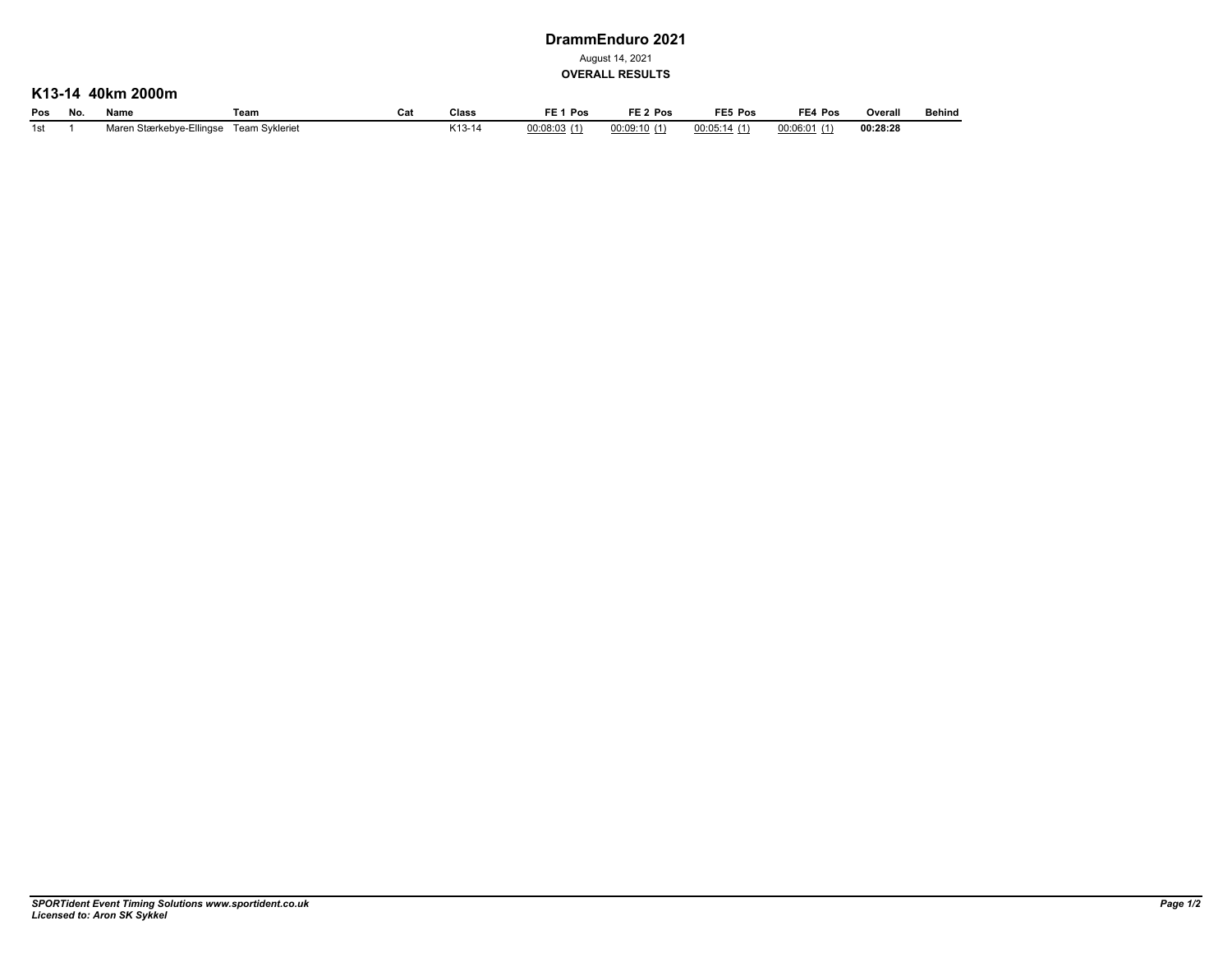# DrammEnduro 2021

August 14, 2021

**OVERALL RESULTS**

## K13-14 40km 2000m

| Pos | No. | Name | Team | Cat | Class | FE 1 Pos | FE 2 Pos | FE5 Pos | FE4 Pos | Overall | Behind |
|---|---|---|---|---|---|---|---|---|---|---|---|
| 1st | 1 | Maren Stærkebye-Ellingse | Team Sykleriet | | K13-14 | 00:08:03 (1) | 00:09:10 (1) | 00:05:14 (1) | 00:06:01 (1) | **00:28:28** | |

*SPORTident Event Timing Solutions www.sportident.co.uk*
*Licensed to: Aron SK Sykkel*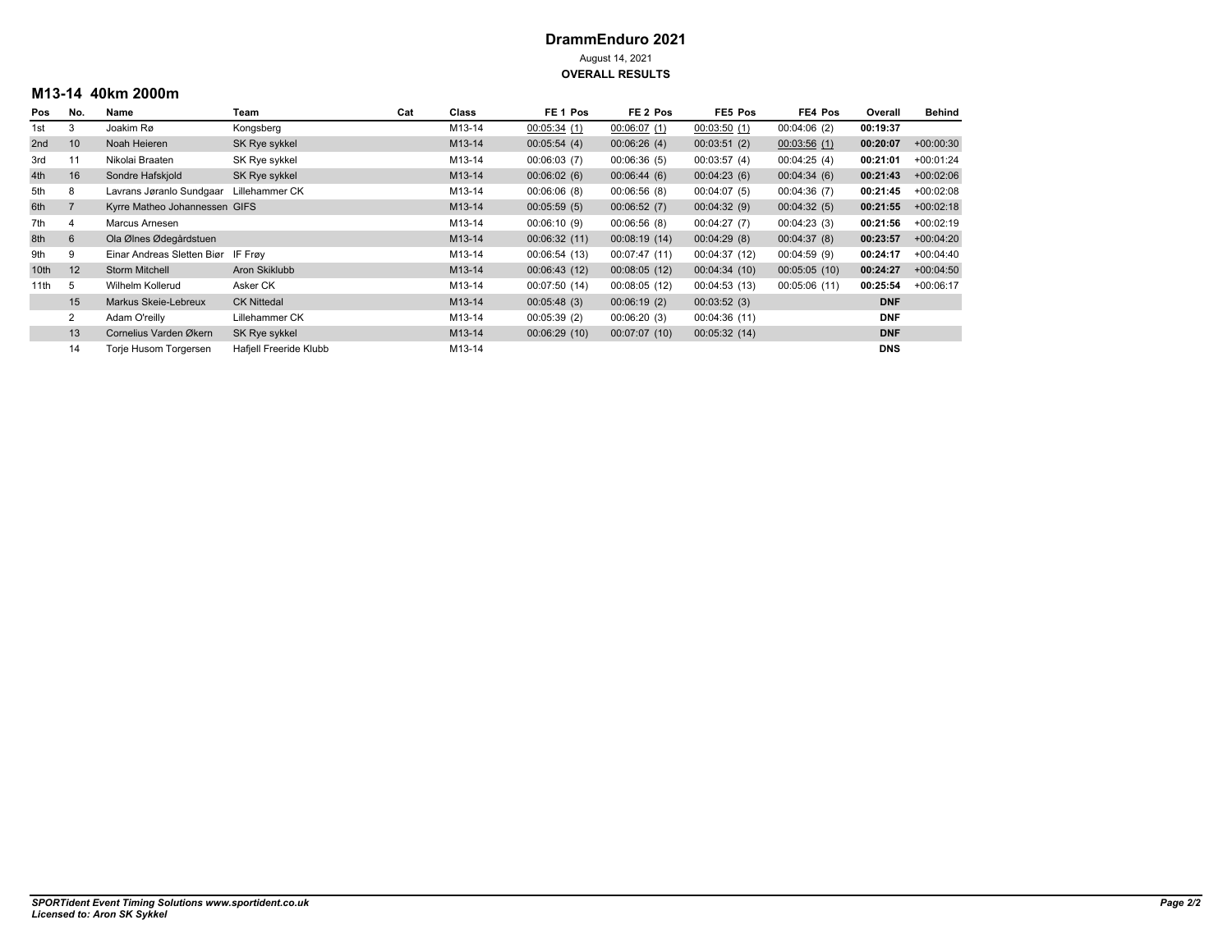# DrammEnduro 2021

August 14, 2021

**OVERALL RESULTS**

## M13-14 40km 2000m

| Pos | No. | Name | Team | Cat | Class | FE 1 Pos | FE 2 Pos | FE5 Pos | FE4 Pos | Overall | Behind |
|---|---|---|---|---|---|---|---|---|---|---|---|
| 1st | 3 | Joakim Rø | Kongsberg | | M13-14 | 00:05:34 (1) | 00:06:07 (1) | 00:03:50 (1) | 00:04:06 (2) | **00:19:37** | |
| 2nd | 10 | Noah Heieren | SK Rye sykkel | | M13-14 | 00:05:54 (4) | 00:06:26 (4) | 00:03:51 (2) | 00:03:56 (1) | **00:20:07** | +00:00:30 |
| 3rd | 11 | Nikolai Braaten | SK Rye sykkel | | M13-14 | 00:06:03 (7) | 00:06:36 (5) | 00:03:57 (4) | 00:04:25 (4) | **00:21:01** | +00:01:24 |
| 4th | 16 | Sondre Hafskjold | SK Rye sykkel | | M13-14 | 00:06:02 (6) | 00:06:44 (6) | 00:04:23 (6) | 00:04:34 (6) | **00:21:43** | +00:02:06 |
| 5th | 8 | Lavrans Jøranlo Sundgaar | Lillehammer CK | | M13-14 | 00:06:06 (8) | 00:06:56 (8) | 00:04:07 (5) | 00:04:36 (7) | **00:21:45** | +00:02:08 |
| 6th | 7 | Kyrre Matheo Johannessen | GIFS | | M13-14 | 00:05:59 (5) | 00:06:52 (7) | 00:04:32 (9) | 00:04:32 (5) | **00:21:55** | +00:02:18 |
| 7th | 4 | Marcus Arnesen | | | M13-14 | 00:06:10 (9) | 00:06:56 (8) | 00:04:27 (7) | 00:04:23 (3) | **00:21:56** | +00:02:19 |
| 8th | 6 | Ola Ølnes Ødegårdstuen | | | M13-14 | 00:06:32 (11) | 00:08:19 (14) | 00:04:29 (8) | 00:04:37 (8) | **00:23:57** | +00:04:20 |
| 9th | 9 | Einar Andreas Sletten Biør | IF Frøy | | M13-14 | 00:06:54 (13) | 00:07:47 (11) | 00:04:37 (12) | 00:04:59 (9) | **00:24:17** | +00:04:40 |
| 10th | 12 | Storm Mitchell | Aron Skiklubb | | M13-14 | 00:06:43 (12) | 00:08:05 (12) | 00:04:34 (10) | 00:05:05 (10) | **00:24:27** | +00:04:50 |
| 11th | 5 | Wilhelm Kollerud | Asker CK | | M13-14 | 00:07:50 (14) | 00:08:05 (12) | 00:04:53 (13) | 00:05:06 (11) | **00:25:54** | +00:06:17 |
| | 15 | Markus Skeie-Lebreux | CK Nittedal | | M13-14 | 00:05:48 (3) | 00:06:19 (2) | 00:03:52 (3) | | **DNF** | |
| | 2 | Adam O'reilly | Lillehammer CK | | M13-14 | 00:05:39 (2) | 00:06:20 (3) | 00:04:36 (11) | | **DNF** | |
| | 13 | Cornelius Varden Økern | SK Rye sykkel | | M13-14 | 00:06:29 (10) | 00:07:07 (10) | 00:05:32 (14) | | **DNF** | |
| | 14 | Torje Husom Torgersen | Hafjell Freeride Klubb | | M13-14 | | | | | **DNS** | |

*SPORTident Event Timing Solutions www.sportident.co.uk*
*Licensed to: Aron SK Sykkel*